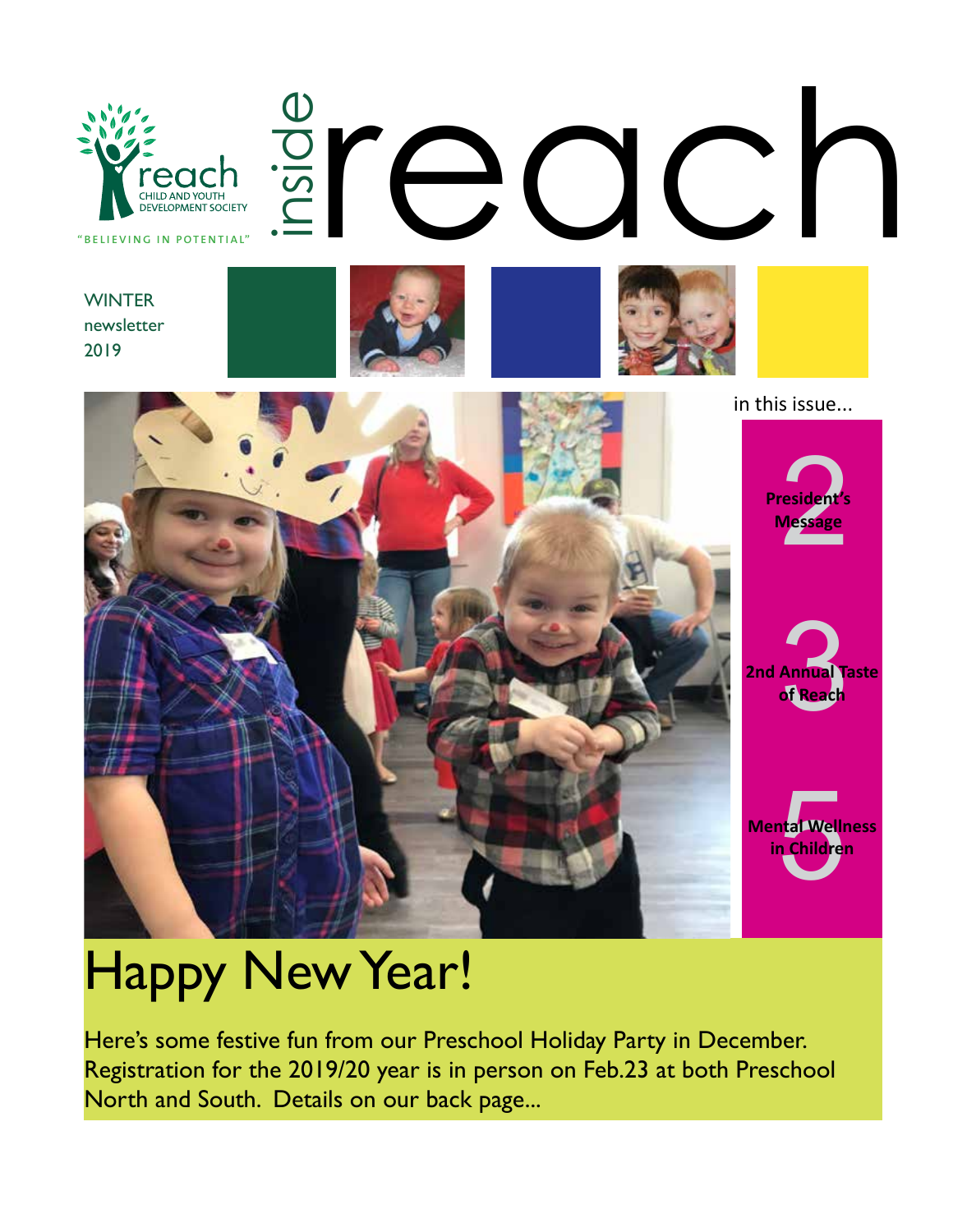reach
CHILD AND YOUTH DEVELOPMENT SOCIETY
"BELIEVING IN POTENTIAL"

# inside reach

WINTER
newsletter
2019

in this issue...

- 2 President's Message
- 3 2nd Annual Taste of Reach
- 5 Mental Wellness in Children

# Happy New Year!

Here's some festive fun from our Preschool Holiday Party in December. Registration for the 2019/20 year is in person on Feb.23 at both Preschool North and South. Details on our back page...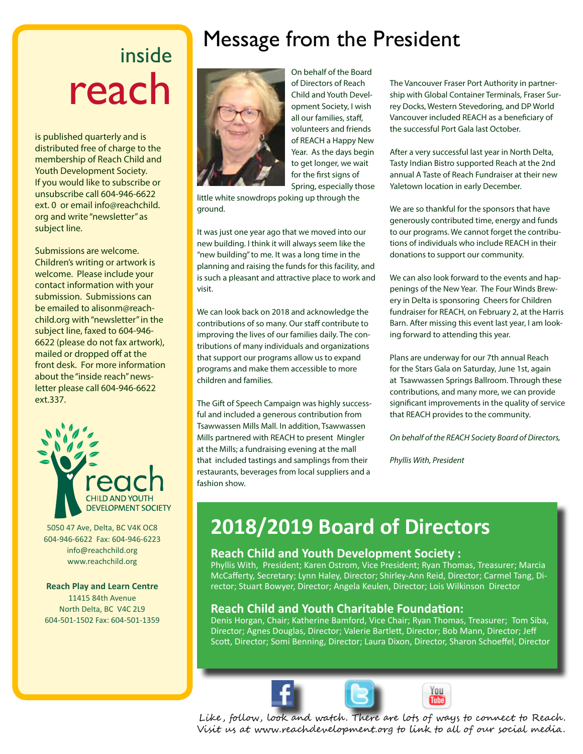# inside reach

is published quarterly and is distributed free of charge to the membership of Reach Child and Youth Development Society. If you would like to subscribe or unsubscribe call 604-946-6622 ext. 0 or email info@reachchild.org and write "newsletter" as subject line.

Submissions are welcome. Children's writing or artwork is welcome. Please include your contact information with your submission. Submissions can be emailed to alisonm@reachchild.org with "newsletter" in the subject line, faxed to 604-946-6622 (please do not fax artwork), mailed or dropped off at the front desk. For more information about the "inside reach" newsletter please call 604-946-6622 ext.337.

reach CHILD AND YOUTH DEVELOPMENT SOCIETY

5050 47 Ave, Delta, BC V4K OC8
604-946-6622 Fax: 604-946-6223
info@reachchild.org
www.reachchild.org

**Reach Play and Learn Centre**
11415 84th Avenue
North Delta, BC V4C 2L9
604-501-1502 Fax: 604-501-1359

# Message from the President

On behalf of the Board of Directors of Reach Child and Youth Development Society, I wish all our families, staff, volunteers and friends of REACH a Happy New Year. As the days begin to get longer, we wait for the first signs of Spring, especially those little white snowdrops poking up through the ground.

It was just one year ago that we moved into our new building. I think it will always seem like the "new building" to me. It was a long time in the planning and raising the funds for this facility, and is such a pleasant and attractive place to work and visit.

We can look back on 2018 and acknowledge the contributions of so many. Our staff contribute to improving the lives of our families daily. The contributions of many individuals and organizations that support our programs allow us to expand programs and make them accessible to more children and families.

The Gift of Speech Campaign was highly successful and included a generous contribution from Tsawwassen Mills Mall. In addition, Tsawwassen Mills partnered with REACH to present Mingler at the Mills; a fundraising evening at the mall that included tastings and samplings from their restaurants, beverages from local suppliers and a fashion show.

The Vancouver Fraser Port Authority in partnership with Global Container Terminals, Fraser Surrey Docks, Western Stevedoring, and DP World Vancouver included REACH as a beneficiary of the successful Port Gala last October.

After a very successful last year in North Delta, Tasty Indian Bistro supported Reach at the 2nd annual A Taste of Reach Fundraiser at their new Yaletown location in early December.

We are so thankful for the sponsors that have generously contributed time, energy and funds to our programs. We cannot forget the contributions of individuals who include REACH in their donations to support our community.

We can also look forward to the events and happenings of the New Year. The Four Winds Brewery in Delta is sponsoring Cheers for Children fundraiser for REACH, on February 2, at the Harris Barn. After missing this event last year, I am looking forward to attending this year.

Plans are underway for our 7th annual Reach for the Stars Gala on Saturday, June 1st, again at Tsawwassen Springs Ballroom. Through these contributions, and many more, we can provide significant improvements in the quality of service that REACH provides to the community.

*On behalf of the REACH Society Board of Directors,*

*Phyllis With, President*

# 2018/2019 Board of Directors

## Reach Child and Youth Development Society :

Phyllis With, President; Karen Ostrom, Vice President; Ryan Thomas, Treasurer; Marcia McCafferty, Secretary; Lynn Haley, Director; Shirley-Ann Reid, Director; Carmel Tang, Director; Stuart Bowyer, Director; Angela Keulen, Director; Lois Wilkinson Director

## Reach Child and Youth Charitable Foundation:

Denis Horgan, Chair; Katherine Bamford, Vice Chair; Ryan Thomas, Treasurer; Tom Siba, Director; Agnes Douglas, Director; Valerie Bartlett, Director; Bob Mann, Director; Jeff Scott, Director; Somi Benning, Director; Laura Dixon, Director, Sharon Schoeffel, Director

Like, follow, look and watch. There are lots of ways to connect to Reach. Visit us at www.reachdevelopment.org to link to all of our social media.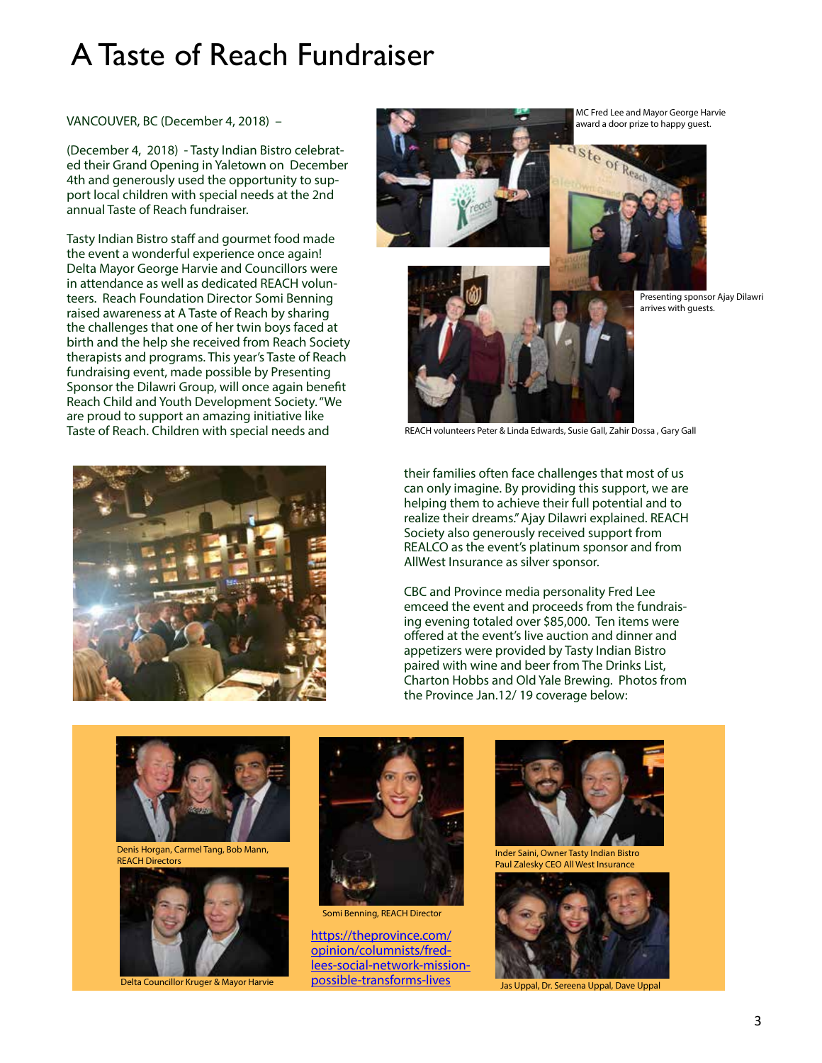# A Taste of Reach Fundraiser

VANCOUVER, BC (December 4, 2018) –

(December 4, 2018) - Tasty Indian Bistro celebrated their Grand Opening in Yaletown on December 4th and generously used the opportunity to support local children with special needs at the 2nd annual Taste of Reach fundraiser.

Tasty Indian Bistro staff and gourmet food made the event a wonderful experience once again! Delta Mayor George Harvie and Councillors were in attendance as well as dedicated REACH volunteers. Reach Foundation Director Somi Benning raised awareness at A Taste of Reach by sharing the challenges that one of her twin boys faced at birth and the help she received from Reach Society therapists and programs. This year's Taste of Reach fundraising event, made possible by Presenting Sponsor the Dilawri Group, will once again benefit Reach Child and Youth Development Society. "We are proud to support an amazing initiative like Taste of Reach. Children with special needs and their families often face challenges that most of us can only imagine. By providing this support, we are helping them to achieve their full potential and to realize their dreams." Ajay Dilawri explained. REACH Society also generously received support from REALCO as the event's platinum sponsor and from AllWest Insurance as silver sponsor.

CBC and Province media personality Fred Lee emceed the event and proceeds from the fundraising evening totaled over $85,000. Ten items were offered at the event's live auction and dinner and appetizers were provided by Tasty Indian Bistro paired with wine and beer from The Drinks List, Charton Hobbs and Old Yale Brewing. Photos from the Province Jan.12/ 19 coverage below:

MC Fred Lee and Mayor George Harvie award a door prize to happy guest.

Presenting sponsor Ajay Dilawri arrives with guests.

REACH volunteers Peter & Linda Edwards, Susie Gall, Zahir Dossa , Gary Gall

Denis Horgan, Carmel Tang, Bob Mann, REACH Directors

Delta Councillor Kruger & Mayor Harvie

Somi Benning, REACH Director

https://theprovince.com/opinion/columnists/fred-lees-social-network-mission-possible-transforms-lives

Inder Saini, Owner Tasty Indian Bistro
Paul Zalesky CEO All West Insurance

Jas Uppal, Dr. Sereena Uppal, Dave Uppal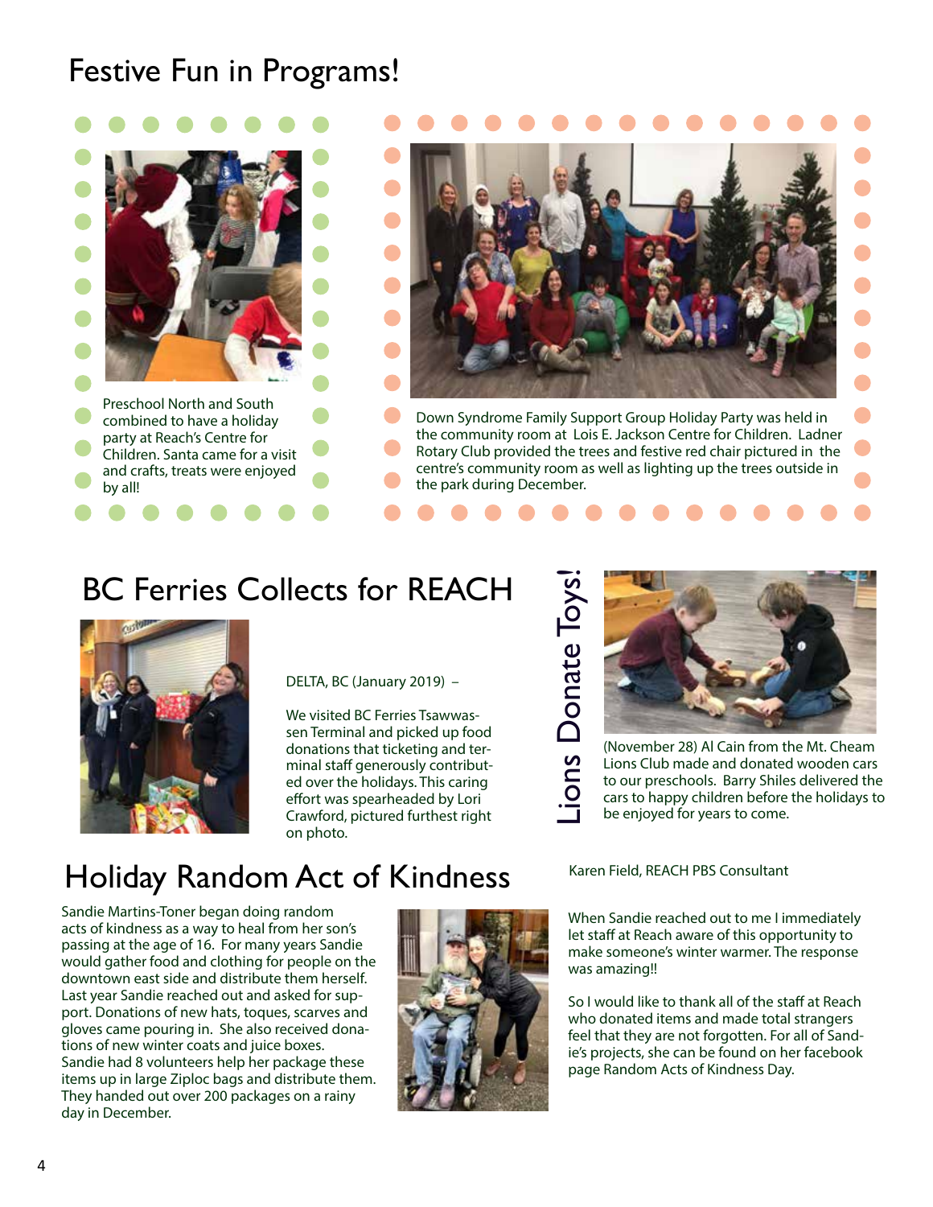# Festive Fun in Programs!

Preschool North and South combined to have a holiday party at Reach's Centre for Children. Santa came for a visit and crafts, treats were enjoyed by all!

Down Syndrome Family Support Group Holiday Party was held in the community room at Lois E. Jackson Centre for Children. Ladner Rotary Club provided the trees and festive red chair pictured in the centre's community room as well as lighting up the trees outside in the park during December.

## BC Ferries Collects for REACH

DELTA, BC (January 2019) –

We visited BC Ferries Tsawwassen Terminal and picked up food donations that ticketing and terminal staff generously contributed over the holidays. This caring effort was spearheaded by Lori Crawford, pictured furthest right on photo.

## Lions Donate Toys!

(November 28) Al Cain from the Mt. Cheam Lions Club made and donated wooden cars to our preschools. Barry Shiles delivered the cars to happy children before the holidays to be enjoyed for years to come.

## Holiday Random Act of Kindness

Sandie Martins-Toner began doing random acts of kindness as a way to heal from her son's passing at the age of 16. For many years Sandie would gather food and clothing for people on the downtown east side and distribute them herself. Last year Sandie reached out and asked for support. Donations of new hats, toques, scarves and gloves came pouring in. She also received donations of new winter coats and juice boxes. Sandie had 8 volunteers help her package these items up in large Ziploc bags and distribute them. They handed out over 200 packages on a rainy day in December.

Karen Field, REACH PBS Consultant

When Sandie reached out to me I immediately let staff at Reach aware of this opportunity to make someone's winter warmer. The response was amazing!!

So I would like to thank all of the staff at Reach who donated items and made total strangers feel that they are not forgotten. For all of Sandie's projects, she can be found on her facebook page Random Acts of Kindness Day.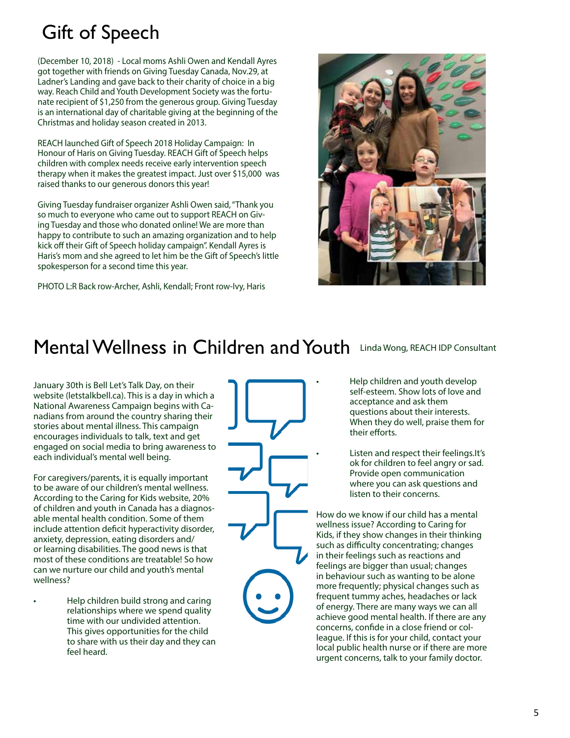# Gift of Speech

(December 10, 2018) - Local moms Ashli Owen and Kendall Ayres got together with friends on Giving Tuesday Canada, Nov.29, at Ladner's Landing and gave back to their charity of choice in a big way. Reach Child and Youth Development Society was the fortunate recipient of $1,250 from the generous group. Giving Tuesday is an international day of charitable giving at the beginning of the Christmas and holiday season created in 2013.

REACH launched Gift of Speech 2018 Holiday Campaign: In Honour of Haris on Giving Tuesday. REACH Gift of Speech helps children with complex needs receive early intervention speech therapy when it makes the greatest impact. Just over $15,000 was raised thanks to our generous donors this year!

Giving Tuesday fundraiser organizer Ashli Owen said, "Thank you so much to everyone who came out to support REACH on Giving Tuesday and those who donated online! We are more than happy to contribute to such an amazing organization and to help kick off their Gift of Speech holiday campaign". Kendall Ayres is Haris's mom and she agreed to let him be the Gift of Speech's little spokesperson for a second time this year.

PHOTO L:R Back row-Archer, Ashli, Kendall; Front row-Ivy, Haris

# Mental Wellness in Children and Youth

Linda Wong, REACH IDP Consultant

January 30th is Bell Let's Talk Day, on their website (letstalkbell.ca). This is a day in which a National Awareness Campaign begins with Canadians from around the country sharing their stories about mental illness. This campaign encourages individuals to talk, text and get engaged on social media to bring awareness to each individual's mental well being.

For caregivers/parents, it is equally important to be aware of our children's mental wellness. According to the Caring for Kids website, 20% of children and youth in Canada has a diagnosable mental health condition. Some of them include attention deficit hyperactivity disorder, anxiety, depression, eating disorders and/or learning disabilities. The good news is that most of these conditions are treatable! So how can we nurture our child and youth's mental wellness?

- Help children build strong and caring relationships where we spend quality time with our undivided attention. This gives opportunities for the child to share with us their day and they can feel heard.
- Help children and youth develop self-esteem. Show lots of love and acceptance and ask them questions about their interests. When they do well, praise them for their efforts.
- Listen and respect their feelings.It's ok for children to feel angry or sad. Provide open communication where you can ask questions and listen to their concerns.

How do we know if our child has a mental wellness issue? According to Caring for Kids, if they show changes in their thinking such as difficulty concentrating; changes in their feelings such as reactions and feelings are bigger than usual; changes in behaviour such as wanting to be alone more frequently; physical changes such as frequent tummy aches, headaches or lack of energy. There are many ways we can all achieve good mental health. If there are any concerns, confide in a close friend or colleague. If this is for your child, contact your local public health nurse or if there are more urgent concerns, talk to your family doctor.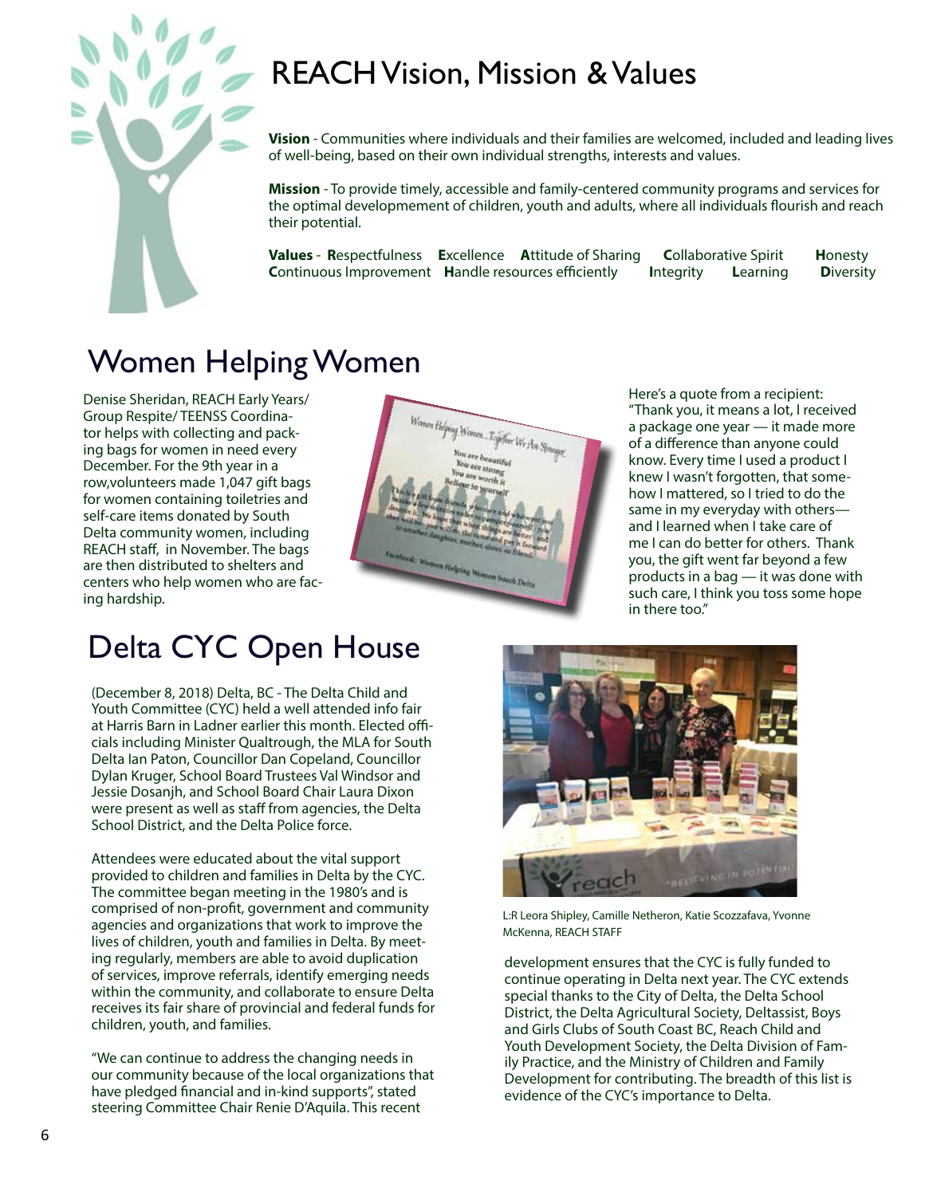# REACH Vision, Mission & Values

**Vision** - Communities where individuals and their families are welcomed, included and leading lives of well-being, based on their own individual strengths, interests and values.

**Mission** - To provide timely, accessible and family-centered community programs and services for the optimal developement of children, youth and adults, where all individuals flourish and reach their potential.

**Values** - **R**espectfulness **E**xcellence **A**ttitude of Sharing **C**ollaborative Spirit **H**onesty **C**ontinuous Improvement **H**andle resources efficiently **I**ntegrity **L**earning **D**iversity

# Women Helping Women

Denise Sheridan, REACH Early Years/ Group Respite/ TEENSS Coordinator helps with collecting and packing bags for women in need every December. For the 9th year in a row,volunteers made 1,047 gift bags for women containing toiletries and self-care items donated by South Delta community women, including REACH staff, in November. The bags are then distributed to shelters and centers who help women who are facing hardship.

Here's a quote from a recipient: "Thank you, it means a lot, I received a package one year — it made more of a difference than anyone could know. Every time I used a product I knew I wasn't forgotten, that somehow I mattered, so I tried to do the same in my everyday with others— and I learned when I take care of me I can do better for others. Thank you, the gift went far beyond a few products in a bag — it was done with such care, I think you toss some hope in there too."

# Delta CYC Open House

(December 8, 2018) Delta, BC - The Delta Child and Youth Committee (CYC) held a well attended info fair at Harris Barn in Ladner earlier this month. Elected officials including Minister Qualtrough, the MLA for South Delta Ian Paton, Councillor Dan Copeland, Councillor Dylan Kruger, School Board Trustees Val Windsor and Jessie Dosanjh, and School Board Chair Laura Dixon were present as well as staff from agencies, the Delta School District, and the Delta Police force.

Attendees were educated about the vital support provided to children and families in Delta by the CYC. The committee began meeting in the 1980's and is comprised of non-profit, government and community agencies and organizations that work to improve the lives of children, youth and families in Delta. By meeting regularly, members are able to avoid duplication of services, improve referrals, identify emerging needs within the community, and collaborate to ensure Delta receives its fair share of provincial and federal funds for children, youth, and families.

"We can continue to address the changing needs in our community because of the local organizations that have pledged financial and in-kind supports", stated steering Committee Chair Renie D'Aquila. This recent development ensures that the CYC is fully funded to continue operating in Delta next year. The CYC extends special thanks to the City of Delta, the Delta School District, the Delta Agricultural Society, Deltassist, Boys and Girls Clubs of South Coast BC, Reach Child and Youth Development Society, the Delta Division of Family Practice, and the Ministry of Children and Family Development for contributing. The breadth of this list is evidence of the CYC's importance to Delta.

L:R Leora Shipley, Camille Netheron, Katie Scozzafava, Yvonne McKenna, REACH STAFF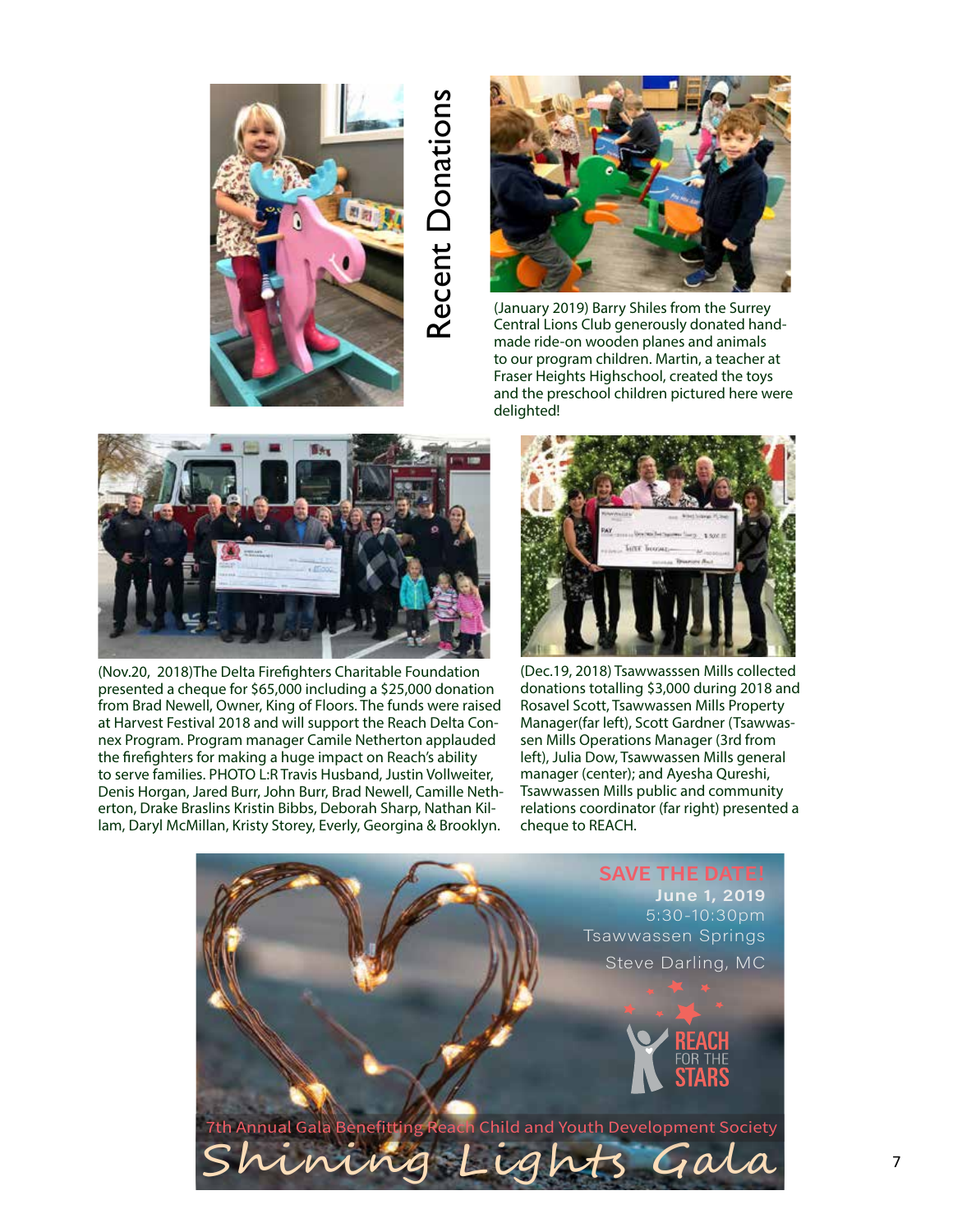# Recent Donations

(January 2019) Barry Shiles from the Surrey Central Lions Club generously donated hand-made ride-on wooden planes and animals to our program children. Martin, a teacher at Fraser Heights Highschool, created the toys and the preschool children pictured here were delighted!

(Nov.20, 2018)The Delta Firefighters Charitable Foundation presented a cheque for $65,000 including a $25,000 donation from Brad Newell, Owner, King of Floors. The funds were raised at Harvest Festival 2018 and will support the Reach Delta Connex Program. Program manager Camile Netherton applauded the firefighters for making a huge impact on Reach's ability to serve families. PHOTO L:R Travis Husband, Justin Vollweiter, Denis Horgan, Jared Burr, John Burr, Brad Newell, Camille Netherton, Drake Braslins Kristin Bibbs, Deborah Sharp, Nathan Killam, Daryl McMillan, Kristy Storey, Everly, Georgina & Brooklyn.

(Dec.19, 2018) Tsawwasssen Mills collected donations totalling $3,000 during 2018 and Rosavel Scott, Tsawwassen Mills Property Manager(far left), Scott Gardner (Tsawwassen Mills Operations Manager (3rd from left), Julia Dow, Tsawwassen Mills general manager (center); and Ayesha Qureshi, Tsawwassen Mills public and community relations coordinator (far right) presented a cheque to REACH.

**SAVE THE DATE!**
**June 1, 2019**
5:30-10:30pm
Tsawwassen Springs
Steve Darling, MC

REACH FOR THE STARS

7th Annual Gala Benefitting Reach Child and Youth Development Society

## Shining Lights Gala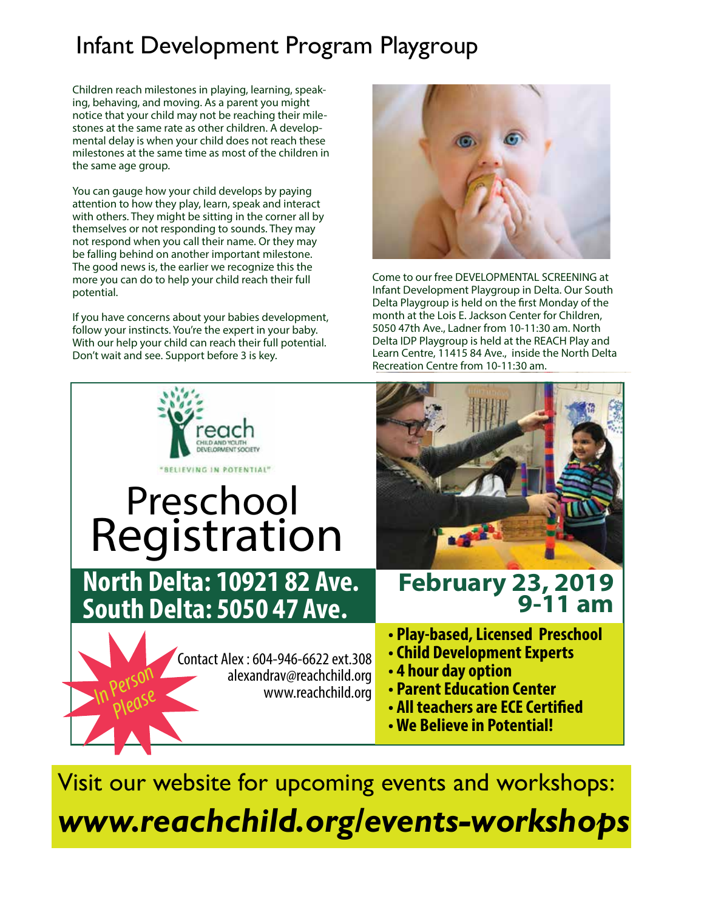# Infant Development Program Playgroup

Children reach milestones in playing, learning, speaking, behaving, and moving. As a parent you might notice that your child may not be reaching their milestones at the same rate as other children. A developmental delay is when your child does not reach these milestones at the same time as most of the children in the same age group.

You can gauge how your child develops by paying attention to how they play, learn, speak and interact with others. They might be sitting in the corner all by themselves or not responding to sounds. They may not respond when you call their name. Or they may be falling behind on another important milestone. The good news is, the earlier we recognize this the more you can do to help your child reach their full potential.

If you have concerns about your babies development, follow your instincts. You're the expert in your baby. With our help your child can reach their full potential. Don't wait and see. Support before 3 is key.

Come to our free DEVELOPMENTAL SCREENING at Infant Development Playgroup in Delta. Our South Delta Playgroup is held on the first Monday of the month at the Lois E. Jackson Center for Children, 5050 47th Ave., Ladner from 10-11:30 am. North Delta IDP Playgroup is held at the REACH Play and Learn Centre, 11415 84 Ave., inside the North Delta Recreation Centre from 10-11:30 am.

reach CHILD AND YOUTH DEVELOPMENT SOCIETY

"BELIEVING IN POTENTIAL"

# Preschool Registration

**North Delta: 10921 82 Ave.**
**South Delta: 5050 47 Ave.**

**February 23, 2019**
**9-11 am**

In Person Please

Contact Alex : 604-946-6622 ext.308
alexandrav@reachchild.org
www.reachchild.org

- **Play-based, Licensed Preschool**
- **Child Development Experts**
- **4 hour day option**
- **Parent Education Center**
- **All teachers are ECE Certified**
- **We Believe in Potential!**

Visit our website for upcoming events and workshops:

***www.reachchild.org/events-workshops***